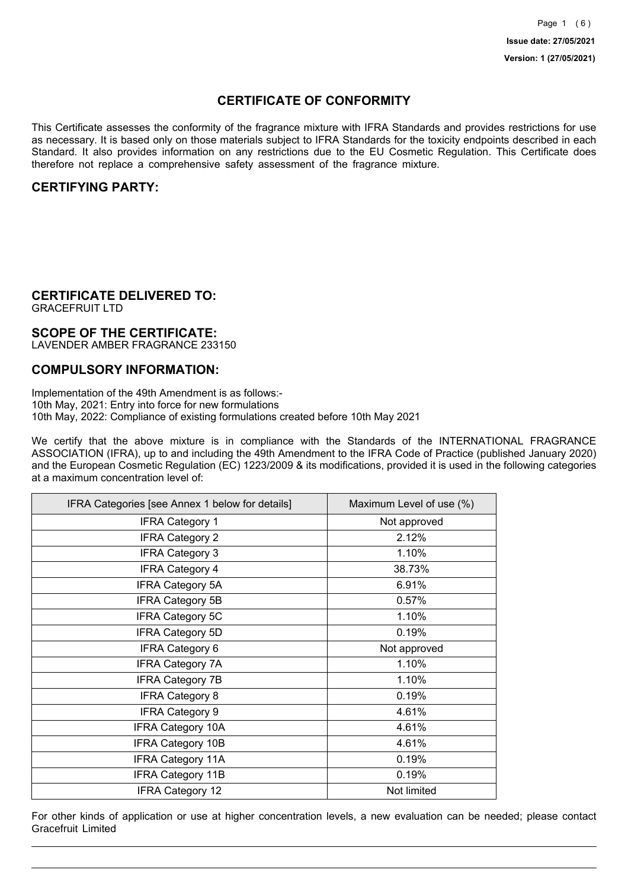Issue date: 27/05/2021

Version: 1 (27/05/2021)

# CERTIFICATE OF CONFORMITY

This Certificate assesses the conformity of the fragrance mixture with IFRA Standards and provides restrictions for use as necessary. It is based only on those materials subject to IFRA Standards for the toxicity endpoints described in each Standard. It also provides information on any restrictions due to the EU Cosmetic Regulation. This Certificate does therefore not replace a comprehensive safety assessment of the fragrance mixture.

## CERTIFYING PARTY:

## CERTIFICATE DELIVERED TO:

GRACEFRUIT LTD

## SCOPE OF THE CERTIFICATE:

LAVENDER AMBER FRAGRANCE 233150

## COMPULSORY INFORMATION:

Implementation of the 49th Amendment is as follows:-
10th May, 2021: Entry into force for new formulations
10th May, 2022: Compliance of existing formulations created before 10th May 2021

We certify that the above mixture is in compliance with the Standards of the INTERNATIONAL FRAGRANCE ASSOCIATION (IFRA), up to and including the 49th Amendment to the IFRA Code of Practice (published January 2020) and the European Cosmetic Regulation (EC) 1223/2009 & its modifications, provided it is used in the following categories at a maximum concentration level of:

| IFRA Categories [see Annex 1 below for details] | Maximum Level of use (%) |
|---|---|
| IFRA Category 1 | Not approved |
| IFRA Category 2 | 2.12% |
| IFRA Category 3 | 1.10% |
| IFRA Category 4 | 38.73% |
| IFRA Category 5A | 6.91% |
| IFRA Category 5B | 0.57% |
| IFRA Category 5C | 1.10% |
| IFRA Category 5D | 0.19% |
| IFRA Category 6 | Not approved |
| IFRA Category 7A | 1.10% |
| IFRA Category 7B | 1.10% |
| IFRA Category 8 | 0.19% |
| IFRA Category 9 | 4.61% |
| IFRA Category 10A | 4.61% |
| IFRA Category 10B | 4.61% |
| IFRA Category 11A | 0.19% |
| IFRA Category 11B | 0.19% |
| IFRA Category 12 | Not limited |

For other kinds of application or use at higher concentration levels, a new evaluation can be needed; please contact Gracefruit Limited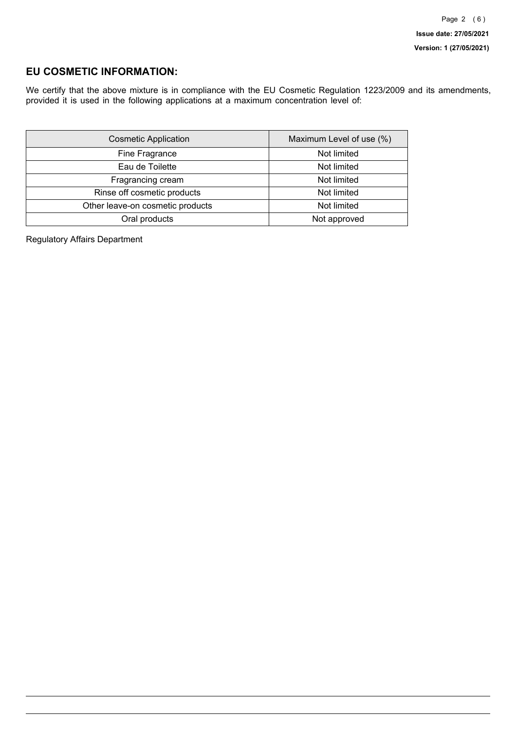## EU COSMETIC INFORMATION:

We certify that the above mixture is in compliance with the EU Cosmetic Regulation 1223/2009 and its amendments, provided it is used in the following applications at a maximum concentration level of:

| Cosmetic Application | Maximum Level of use (%) |
|---|---|
| Fine Fragrance | Not limited |
| Eau de Toilette | Not limited |
| Fragrancing cream | Not limited |
| Rinse off cosmetic products | Not limited |
| Other leave-on cosmetic products | Not limited |
| Oral products | Not approved |

Regulatory Affairs Department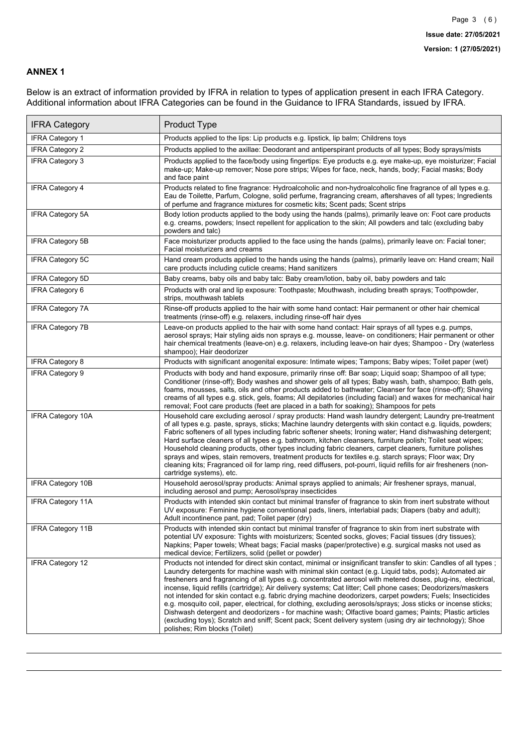## ANNEX 1

Below is an extract of information provided by IFRA in relation to types of application present in each IFRA Category. Additional information about IFRA Categories can be found in the Guidance to IFRA Standards, issued by IFRA.

| IFRA Category | Product Type |
|---|---|
| IFRA Category 1 | Products applied to the lips: Lip products e.g. lipstick, lip balm; Childrens toys |
| IFRA Category 2 | Products applied to the axillae: Deodorant and antiperspirant products of all types; Body sprays/mists |
| IFRA Category 3 | Products applied to the face/body using fingertips: Eye products e.g. eye make-up, eye moisturizer; Facial make-up; Make-up remover; Nose pore strips; Wipes for face, neck, hands, body; Facial masks; Body and face paint |
| IFRA Category 4 | Products related to fine fragrance: Hydroalcoholic and non-hydroalcoholic fine fragrance of all types e.g. Eau de Toilette, Parfum, Cologne, solid perfume, fragrancing cream, aftershaves of all types; Ingredients of perfume and fragrance mixtures for cosmetic kits; Scent pads; Scent strips |
| IFRA Category 5A | Body lotion products applied to the body using the hands (palms), primarily leave on: Foot care products e.g. creams, powders; Insect repellent for application to the skin; All powders and talc (excluding baby powders and talc) |
| IFRA Category 5B | Face moisturizer products applied to the face using the hands (palms), primarily leave on: Facial toner; Facial moisturizers and creams |
| IFRA Category 5C | Hand cream products applied to the hands using the hands (palms), primarily leave on: Hand cream; Nail care products including cuticle creams; Hand sanitizers |
| IFRA Category 5D | Baby creams, baby oils and baby talc: Baby cream/lotion, baby oil, baby powders and talc |
| IFRA Category 6 | Products with oral and lip exposure: Toothpaste; Mouthwash, including breath sprays; Toothpowder, strips, mouthwash tablets |
| IFRA Category 7A | Rinse-off products applied to the hair with some hand contact: Hair permanent or other hair chemical treatments (rinse-off) e.g. relaxers, including rinse-off hair dyes |
| IFRA Category 7B | Leave-on products applied to the hair with some hand contact: Hair sprays of all types e.g. pumps, aerosol sprays; Hair styling aids non sprays e.g. mousse, leave- on conditioners; Hair permanent or other hair chemical treatments (leave-on) e.g. relaxers, including leave-on hair dyes; Shampoo - Dry (waterless shampoo); Hair deodorizer |
| IFRA Category 8 | Products with significant anogenital exposure: Intimate wipes; Tampons; Baby wipes; Toilet paper (wet) |
| IFRA Category 9 | Products with body and hand exposure, primarily rinse off: Bar soap; Liquid soap; Shampoo of all type; Conditioner (rinse-off); Body washes and shower gels of all types; Baby wash, bath, shampoo; Bath gels, foams, mousses, salts, oils and other products added to bathwater; Cleanser for face (rinse-off); Shaving creams of all types e.g. stick, gels, foams; All depilatories (including facial) and waxes for mechanical hair removal; Foot care products (feet are placed in a bath for soaking); Shampoos for pets |
| IFRA Category 10A | Household care excluding aerosol / spray products: Hand wash laundry detergent; Laundry pre-treatment of all types e.g. paste, sprays, sticks; Machine laundry detergents with skin contact e.g. liquids, powders; Fabric softeners of all types including fabric softener sheets; Ironing water; Hand dishwashing detergent; Hard surface cleaners of all types e.g. bathroom, kitchen cleansers, furniture polish; Toilet seat wipes; Household cleaning products, other types including fabric cleaners, carpet cleaners, furniture polishes sprays and wipes, stain removers, treatment products for textiles e.g. starch sprays; Floor wax; Dry cleaning kits; Fragranced oil for lamp ring, reed diffusers, pot-pourri, liquid refills for air fresheners (non-cartridge systems), etc. |
| IFRA Category 10B | Household aerosol/spray products: Animal sprays applied to animals; Air freshener sprays, manual, including aerosol and pump; Aerosol/spray insecticides |
| IFRA Category 11A | Products with intended skin contact but minimal transfer of fragrance to skin from inert substrate without UV exposure: Feminine hygiene conventional pads, liners, interlabial pads; Diapers (baby and adult); Adult incontinence pant, pad; Toilet paper (dry) |
| IFRA Category 11B | Products with intended skin contact but minimal transfer of fragrance to skin from inert substrate with potential UV exposure: Tights with moisturizers; Scented socks, gloves; Facial tissues (dry tissues); Napkins; Paper towels; Wheat bags; Facial masks (paper/protective) e.g. surgical masks not used as medical device; Fertilizers, solid (pellet or powder) |
| IFRA Category 12 | Products not intended for direct skin contact, minimal or insignificant transfer to skin: Candles of all types ; Laundry detergents for machine wash with minimal skin contact (e.g. Liquid tabs, pods); Automated air fresheners and fragrancing of all types e.g. concentrated aerosol with metered doses, plug-ins, electrical, incense, liquid refills (cartridge); Air delivery systems; Cat litter; Cell phone cases; Deodorizers/maskers not intended for skin contact e.g. fabric drying machine deodorizers, carpet powders; Fuels; Insecticides e.g. mosquito coil, paper, electrical, for clothing, excluding aerosols/sprays; Joss sticks or incense sticks; Dishwash detergent and deodorizers - for machine wash; Olfactive board games; Paints; Plastic articles (excluding toys); Scratch and sniff; Scent pack; Scent delivery system (using dry air technology); Shoe polishes; Rim blocks (Toilet) |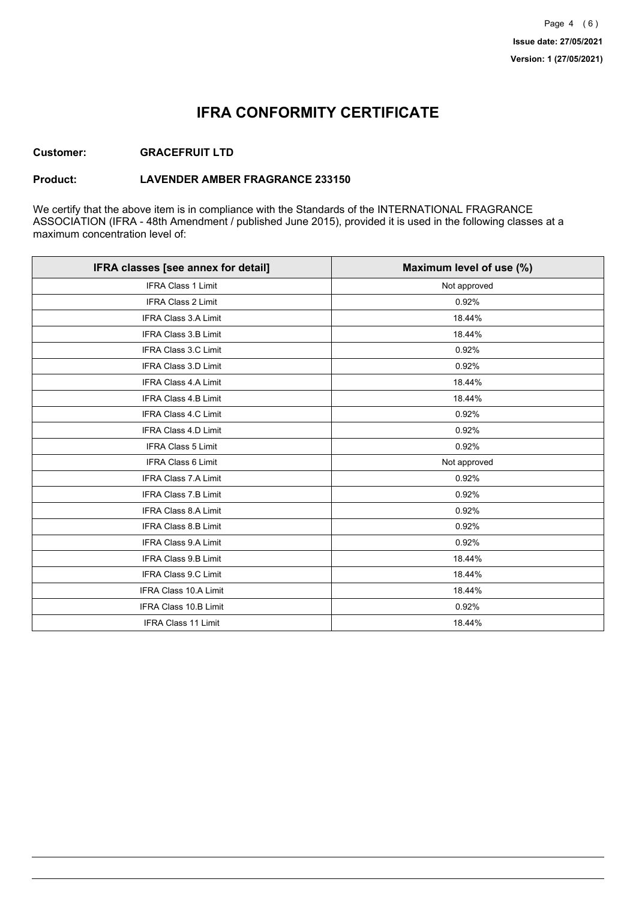# IFRA CONFORMITY CERTIFICATE

**Customer:** **GRACEFRUIT LTD**

**Product:** **LAVENDER AMBER FRAGRANCE 233150**

We certify that the above item is in compliance with the Standards of the INTERNATIONAL FRAGRANCE ASSOCIATION (IFRA - 48th Amendment / published June 2015), provided it is used in the following classes at a maximum concentration level of:

| IFRA classes [see annex for detail] | Maximum level of use (%) |
|---|---|
| IFRA Class 1 Limit | Not approved |
| IFRA Class 2 Limit | 0.92% |
| IFRA Class 3.A Limit | 18.44% |
| IFRA Class 3.B Limit | 18.44% |
| IFRA Class 3.C Limit | 0.92% |
| IFRA Class 3.D Limit | 0.92% |
| IFRA Class 4.A Limit | 18.44% |
| IFRA Class 4.B Limit | 18.44% |
| IFRA Class 4.C Limit | 0.92% |
| IFRA Class 4.D Limit | 0.92% |
| IFRA Class 5 Limit | 0.92% |
| IFRA Class 6 Limit | Not approved |
| IFRA Class 7.A Limit | 0.92% |
| IFRA Class 7.B Limit | 0.92% |
| IFRA Class 8.A Limit | 0.92% |
| IFRA Class 8.B Limit | 0.92% |
| IFRA Class 9.A Limit | 0.92% |
| IFRA Class 9.B Limit | 18.44% |
| IFRA Class 9.C Limit | 18.44% |
| IFRA Class 10.A Limit | 18.44% |
| IFRA Class 10.B Limit | 0.92% |
| IFRA Class 11 Limit | 18.44% |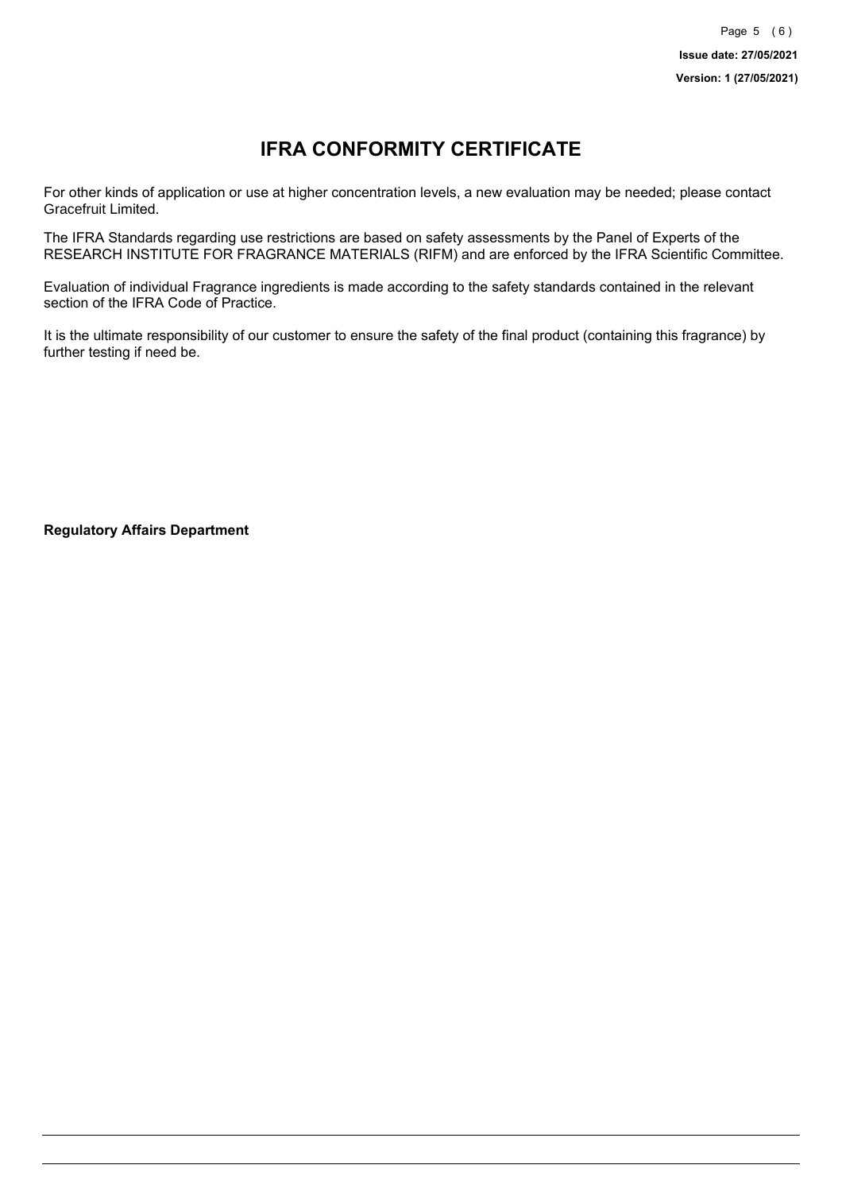# IFRA CONFORMITY CERTIFICATE

For other kinds of application or use at higher concentration levels, a new evaluation may be needed; please contact Gracefruit Limited.

The IFRA Standards regarding use restrictions are based on safety assessments by the Panel of Experts of the RESEARCH INSTITUTE FOR FRAGRANCE MATERIALS (RIFM) and are enforced by the IFRA Scientific Committee.

Evaluation of individual Fragrance ingredients is made according to the safety standards contained in the relevant section of the IFRA Code of Practice.

It is the ultimate responsibility of our customer to ensure the safety of the final product (containing this fragrance) by further testing if need be.

**Regulatory Affairs Department**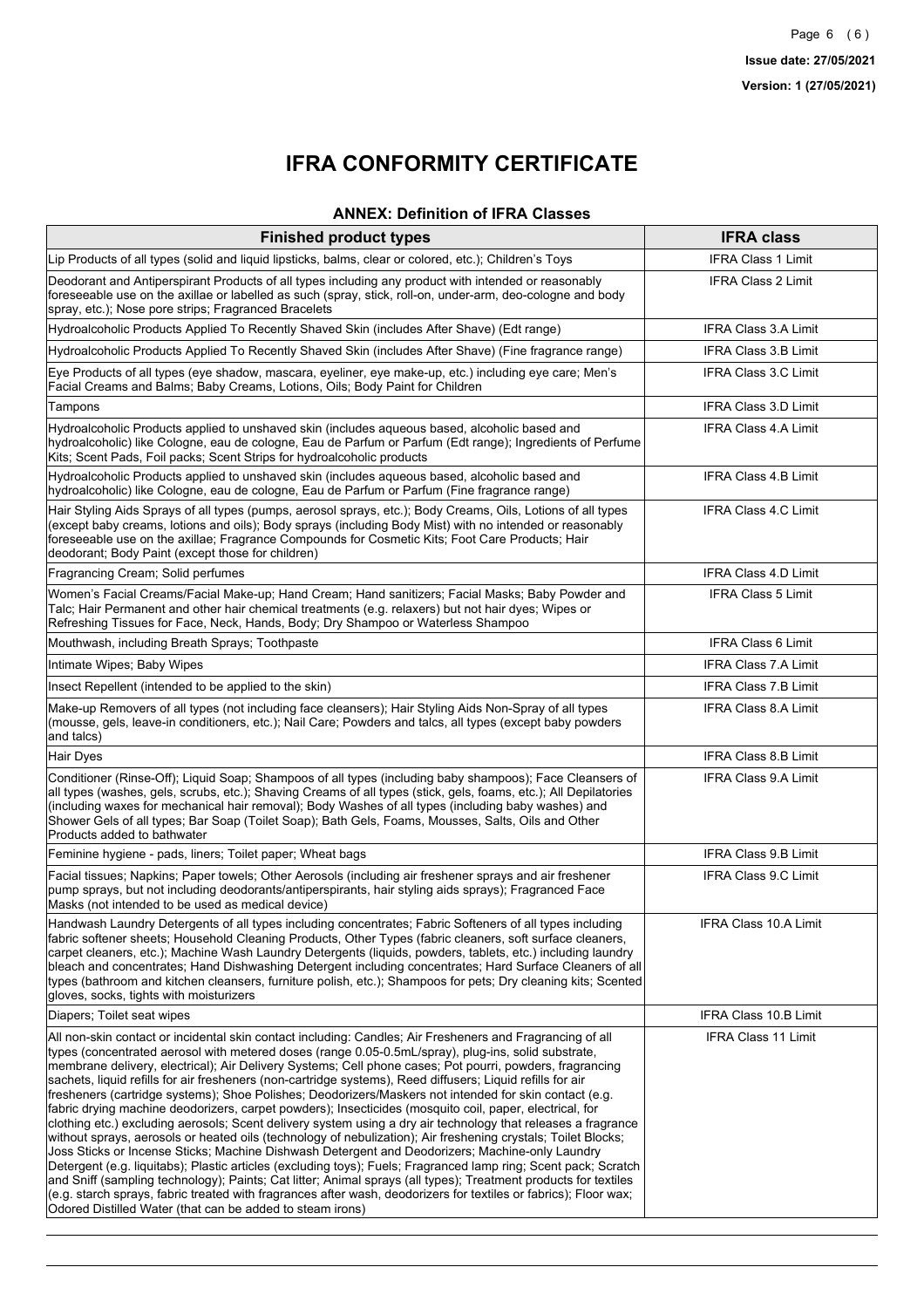**Issue date: 27/05/2021**

**Version: 1 (27/05/2021)**

# IFRA CONFORMITY CERTIFICATE

### ANNEX: Definition of IFRA Classes

| Finished product types | IFRA class |
|---|---|
| Lip Products of all types (solid and liquid lipsticks, balms, clear or colored, etc.); Children's Toys | IFRA Class 1 Limit |
| Deodorant and Antiperspirant Products of all types including any product with intended or reasonably foreseeable use on the axillae or labelled as such (spray, stick, roll-on, under-arm, deo-cologne and body spray, etc.); Nose pore strips; Fragranced Bracelets | IFRA Class 2 Limit |
| Hydroalcoholic Products Applied To Recently Shaved Skin (includes After Shave) (Edt range) | IFRA Class 3.A Limit |
| Hydroalcoholic Products Applied To Recently Shaved Skin (includes After Shave) (Fine fragrance range) | IFRA Class 3.B Limit |
| Eye Products of all types (eye shadow, mascara, eyeliner, eye make-up, etc.) including eye care; Men's Facial Creams and Balms; Baby Creams, Lotions, Oils; Body Paint for Children | IFRA Class 3.C Limit |
| Tampons | IFRA Class 3.D Limit |
| Hydroalcoholic Products applied to unshaved skin (includes aqueous based, alcoholic based and hydroalcoholic) like Cologne, eau de cologne, Eau de Parfum or Parfum (Edt range); Ingredients of Perfume Kits; Scent Pads, Foil packs; Scent Strips for hydroalcoholic products | IFRA Class 4.A Limit |
| Hydroalcoholic Products applied to unshaved skin (includes aqueous based, alcoholic based and hydroalcoholic) like Cologne, eau de cologne, Eau de Parfum or Parfum (Fine fragrance range) | IFRA Class 4.B Limit |
| Hair Styling Aids Sprays of all types (pumps, aerosol sprays, etc.); Body Creams, Oils, Lotions of all types (except baby creams, lotions and oils); Body sprays (including Body Mist) with no intended or reasonably foreseeable use on the axillae; Fragrance Compounds for Cosmetic Kits; Foot Care Products; Hair deodorant; Body Paint (except those for children) | IFRA Class 4.C Limit |
| Fragrancing Cream; Solid perfumes | IFRA Class 4.D Limit |
| Women's Facial Creams/Facial Make-up; Hand Cream; Hand sanitizers; Facial Masks; Baby Powder and Talc; Hair Permanent and other hair chemical treatments (e.g. relaxers) but not hair dyes; Wipes or Refreshing Tissues for Face, Neck, Hands, Body; Dry Shampoo or Waterless Shampoo | IFRA Class 5 Limit |
| Mouthwash, including Breath Sprays; Toothpaste | IFRA Class 6 Limit |
| Intimate Wipes; Baby Wipes | IFRA Class 7.A Limit |
| Insect Repellent (intended to be applied to the skin) | IFRA Class 7.B Limit |
| Make-up Removers of all types (not including face cleansers); Hair Styling Aids Non-Spray of all types (mousse, gels, leave-in conditioners, etc.); Nail Care; Powders and talcs, all types (except baby powders and talcs) | IFRA Class 8.A Limit |
| Hair Dyes | IFRA Class 8.B Limit |
| Conditioner (Rinse-Off); Liquid Soap; Shampoos of all types (including baby shampoos); Face Cleansers of all types (washes, gels, scrubs, etc.); Shaving Creams of all types (stick, gels, foams, etc.); All Depilatories (including waxes for mechanical hair removal); Body Washes of all types (including baby washes) and Shower Gels of all types; Bar Soap (Toilet Soap); Bath Gels, Foams, Mousses, Salts, Oils and Other Products added to bathwater | IFRA Class 9.A Limit |
| Feminine hygiene - pads, liners; Toilet paper; Wheat bags | IFRA Class 9.B Limit |
| Facial tissues; Napkins; Paper towels; Other Aerosols (including air freshener sprays and air freshener pump sprays, but not including deodorants/antiperspirants, hair styling aids sprays); Fragranced Face Masks (not intended to be used as medical device) | IFRA Class 9.C Limit |
| Handwash Laundry Detergents of all types including concentrates; Fabric Softeners of all types including fabric softener sheets; Household Cleaning Products, Other Types (fabric cleaners, soft surface cleaners, carpet cleaners, etc.); Machine Wash Laundry Detergents (liquids, powders, tablets, etc.) including laundry bleach and concentrates; Hand Dishwashing Detergent including concentrates; Hard Surface Cleaners of all types (bathroom and kitchen cleansers, furniture polish, etc.); Shampoos for pets; Dry cleaning kits; Scented gloves, socks, tights with moisturizers | IFRA Class 10.A Limit |
| Diapers; Toilet seat wipes | IFRA Class 10.B Limit |
| All non-skin contact or incidental skin contact including: Candles; Air Fresheners and Fragrancing of all types (concentrated aerosol with metered doses (range 0.05-0.5mL/spray), plug-ins, solid substrate, membrane delivery, electrical); Air Delivery Systems; Cell phone cases; Pot pourri, powders, fragrancing sachets, liquid refills for air fresheners (non-cartridge systems), Reed diffusers; Liquid refills for air fresheners (cartridge systems); Shoe Polishes; Deodorizers/Maskers not intended for skin contact (e.g. fabric drying machine deodorizers, carpet powders); Insecticides (mosquito coil, paper, electrical, for clothing etc.) excluding aerosols; Scent delivery system using a dry air technology that releases a fragrance without sprays, aerosols or heated oils (technology of nebulization); Air freshening crystals; Toilet Blocks; Joss Sticks or Incense Sticks; Machine Dishwash Detergent and Deodorizers; Machine-only Laundry Detergent (e.g. liquitabs); Plastic articles (excluding toys); Fuels; Fragranced lamp ring; Scent pack; Scratch and Sniff (sampling technology); Paints; Cat litter; Animal sprays (all types); Treatment products for textiles (e.g. starch sprays, fabric treated with fragrances after wash, deodorizers for textiles or fabrics); Floor wax; Odored Distilled Water (that can be added to steam irons) | IFRA Class 11 Limit |